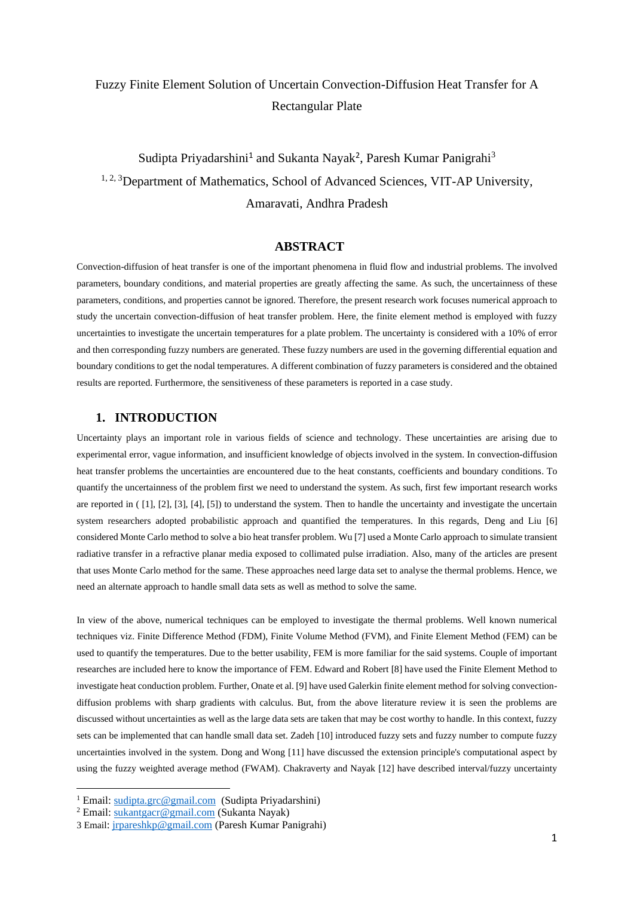# Fuzzy Finite Element Solution of Uncertain Convection-Diffusion Heat Transfer for A Rectangular Plate

Sudipta Priyadarshini[1] and Sukanta Nayak[2], Paresh Kumar Panigrahi[3]

[1, 2, 3]Department of Mathematics, School of Advanced Sciences, VIT-AP University, Amaravati, Andhra Pradesh

## ABSTRACT

Convection-diffusion of heat transfer is one of the important phenomena in fluid flow and industrial problems. The involved parameters, boundary conditions, and material properties are greatly affecting the same. As such, the uncertainness of these parameters, conditions, and properties cannot be ignored. Therefore, the present research work focuses numerical approach to study the uncertain convection-diffusion of heat transfer problem. Here, the finite element method is employed with fuzzy uncertainties to investigate the uncertain temperatures for a plate problem. The uncertainty is considered with a 10% of error and then corresponding fuzzy numbers are generated. These fuzzy numbers are used in the governing differential equation and boundary conditions to get the nodal temperatures. A different combination of fuzzy parameters is considered and the obtained results are reported. Furthermore, the sensitiveness of these parameters is reported in a case study.

## 1. INTRODUCTION

Uncertainty plays an important role in various fields of science and technology. These uncertainties are arising due to experimental error, vague information, and insufficient knowledge of objects involved in the system. In convection-diffusion heat transfer problems the uncertainties are encountered due to the heat constants, coefficients and boundary conditions. To quantify the uncertainness of the problem first we need to understand the system. As such, first few important research works are reported in ( [1], [2], [3], [4], [5]) to understand the system. Then to handle the uncertainty and investigate the uncertain system researchers adopted probabilistic approach and quantified the temperatures. In this regards, Deng and Liu [6] considered Monte Carlo method to solve a bio heat transfer problem. Wu [7] used a Monte Carlo approach to simulate transient radiative transfer in a refractive planar media exposed to collimated pulse irradiation. Also, many of the articles are present that uses Monte Carlo method for the same. These approaches need large data set to analyse the thermal problems. Hence, we need an alternate approach to handle small data sets as well as method to solve the same.

In view of the above, numerical techniques can be employed to investigate the thermal problems. Well known numerical techniques viz. Finite Difference Method (FDM), Finite Volume Method (FVM), and Finite Element Method (FEM) can be used to quantify the temperatures. Due to the better usability, FEM is more familiar for the said systems. Couple of important researches are included here to know the importance of FEM. Edward and Robert [8] have used the Finite Element Method to investigate heat conduction problem. Further, Onate et al. [9] have used Galerkin finite element method for solving convection-diffusion problems with sharp gradients with calculus. But, from the above literature review it is seen the problems are discussed without uncertainties as well as the large data sets are taken that may be cost worthy to handle. In this context, fuzzy sets can be implemented that can handle small data set. Zadeh [10] introduced fuzzy sets and fuzzy number to compute fuzzy uncertainties involved in the system. Dong and Wong [11] have discussed the extension principle's computational aspect by using the fuzzy weighted average method (FWAM). Chakraverty and Nayak [12] have described interval/fuzzy uncertainty

[1] Email: sudipta.grc@gmail.com (Sudipta Priyadarshini)
[2] Email: sukantgacr@gmail.com (Sukanta Nayak)
[3] Email: jrpareshkp@gmail.com (Paresh Kumar Panigrahi)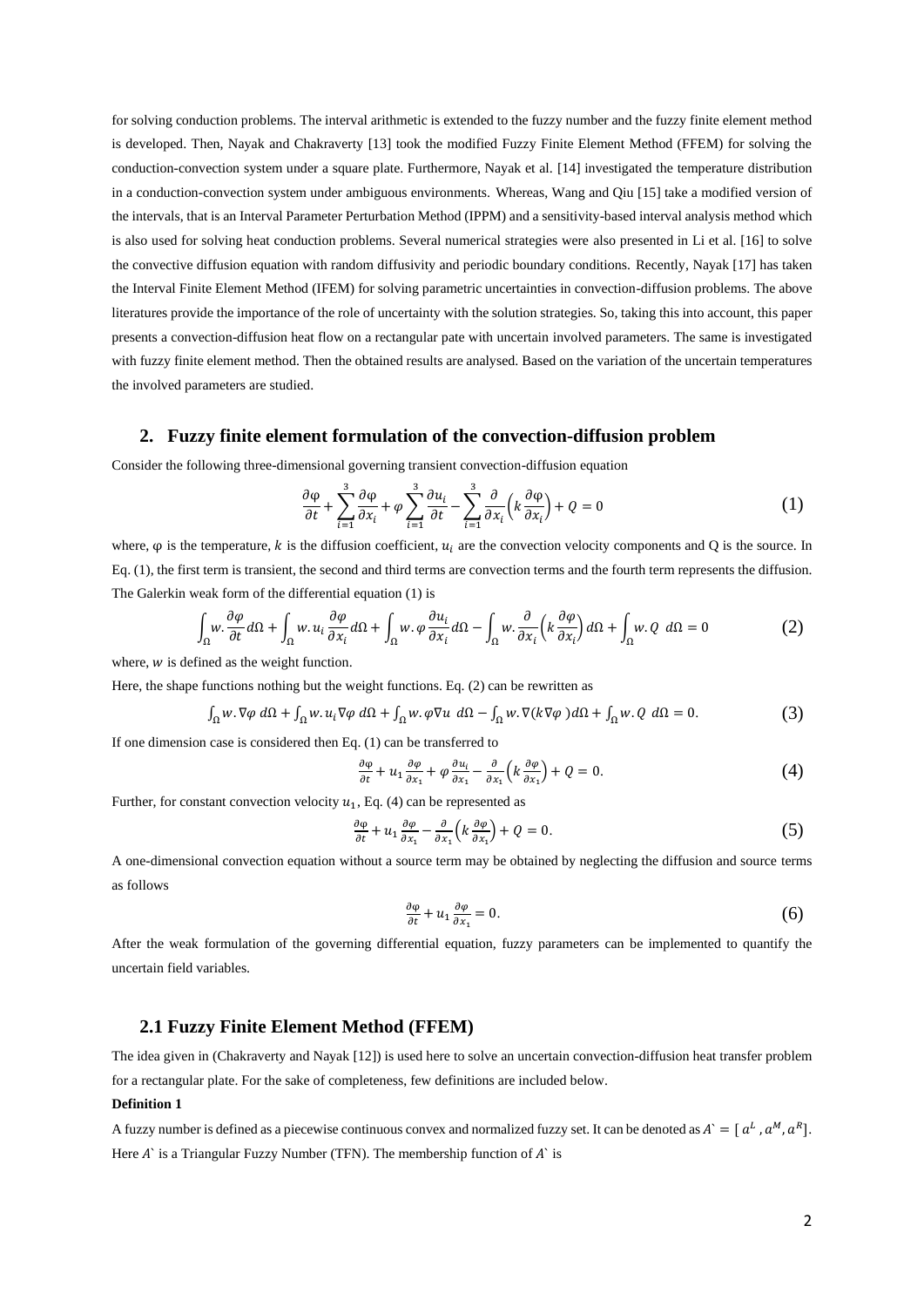for solving conduction problems. The interval arithmetic is extended to the fuzzy number and the fuzzy finite element method is developed. Then, Nayak and Chakraverty [13] took the modified Fuzzy Finite Element Method (FFEM) for solving the conduction-convection system under a square plate. Furthermore, Nayak et al. [14] investigated the temperature distribution in a conduction-convection system under ambiguous environments. Whereas, Wang and Qiu [15] take a modified version of the intervals, that is an Interval Parameter Perturbation Method (IPPM) and a sensitivity-based interval analysis method which is also used for solving heat conduction problems. Several numerical strategies were also presented in Li et al. [16] to solve the convective diffusion equation with random diffusivity and periodic boundary conditions. Recently, Nayak [17] has taken the Interval Finite Element Method (IFEM) for solving parametric uncertainties in convection-diffusion problems. The above literatures provide the importance of the role of uncertainty with the solution strategies. So, taking this into account, this paper presents a convection-diffusion heat flow on a rectangular pate with uncertain involved parameters. The same is investigated with fuzzy finite element method. Then the obtained results are analysed. Based on the variation of the uncertain temperatures the involved parameters are studied.

## 2. Fuzzy finite element formulation of the convection-diffusion problem

Consider the following three-dimensional governing transient convection-diffusion equation

$$\frac{\partial \varphi}{\partial t}+\sum_{i=1}^{3}\frac{\partial \varphi}{\partial x_i}+\varphi\sum_{i=1}^{3}\frac{\partial u_i}{\partial t}-\sum_{i=1}^{3}\frac{\partial}{\partial x_i}\left(k\frac{\partial \varphi}{\partial x_i}\right)+Q=0 \tag{1}$$

where, $\varphi$ is the temperature, $k$ is the diffusion coefficient, $u_i$ are the convection velocity components and Q is the source. In Eq. (1), the first term is transient, the second and third terms are convection terms and the fourth term represents the diffusion. The Galerkin weak form of the differential equation (1) is

$$\int_{\Omega} w.\frac{\partial \varphi}{\partial t}d\Omega+\int_{\Omega} w.u_i\frac{\partial \varphi}{\partial x_i}d\Omega+\int_{\Omega} w.\varphi\frac{\partial u_i}{\partial x_i}d\Omega-\int_{\Omega} w.\frac{\partial}{\partial x_i}\left(k\frac{\partial \varphi}{\partial x_i}\right)d\Omega+\int_{\Omega} w.Q\ d\Omega=0 \tag{2}$$

where, $w$ is defined as the weight function.

Here, the shape functions nothing but the weight functions. Eq. (2) can be rewritten as

$$\int_{\Omega} w.\nabla\varphi\ d\Omega+\int_{\Omega} w.u_i\nabla\varphi\ d\Omega+\int_{\Omega} w.\varphi\nabla u\ d\Omega-\int_{\Omega} w.\nabla(k\nabla\varphi)d\Omega+\int_{\Omega} w.Q\ d\Omega=0. \tag{3}$$

If one dimension case is considered then Eq. (1) can be transferred to

$$\frac{\partial \varphi}{\partial t}+u_1\frac{\partial \varphi}{\partial x_1}+\varphi\frac{\partial u_i}{\partial x_1}-\frac{\partial}{\partial x_1}\left(k\frac{\partial \varphi}{\partial x_1}\right)+Q=0. \tag{4}$$

Further, for constant convection velocity $u_1$, Eq. (4) can be represented as

$$\frac{\partial \varphi}{\partial t}+u_1\frac{\partial \varphi}{\partial x_1}-\frac{\partial}{\partial x_1}\left(k\frac{\partial \varphi}{\partial x_1}\right)+Q=0. \tag{5}$$

A one-dimensional convection equation without a source term may be obtained by neglecting the diffusion and source terms as follows

$$\frac{\partial \varphi}{\partial t}+u_1\frac{\partial \varphi}{\partial x_1}=0. \tag{6}$$

After the weak formulation of the governing differential equation, fuzzy parameters can be implemented to quantify the uncertain field variables.

### 2.1 Fuzzy Finite Element Method (FFEM)

The idea given in (Chakraverty and Nayak [12]) is used here to solve an uncertain convection-diffusion heat transfer problem for a rectangular plate. For the sake of completeness, few definitions are included below.

**Definition 1**

A fuzzy number is defined as a piecewise continuous convex and normalized fuzzy set. It can be denoted as $A` = [\,a^L, a^M, a^R]$. Here $A`$ is a Triangular Fuzzy Number (TFN). The membership function of $A`$ is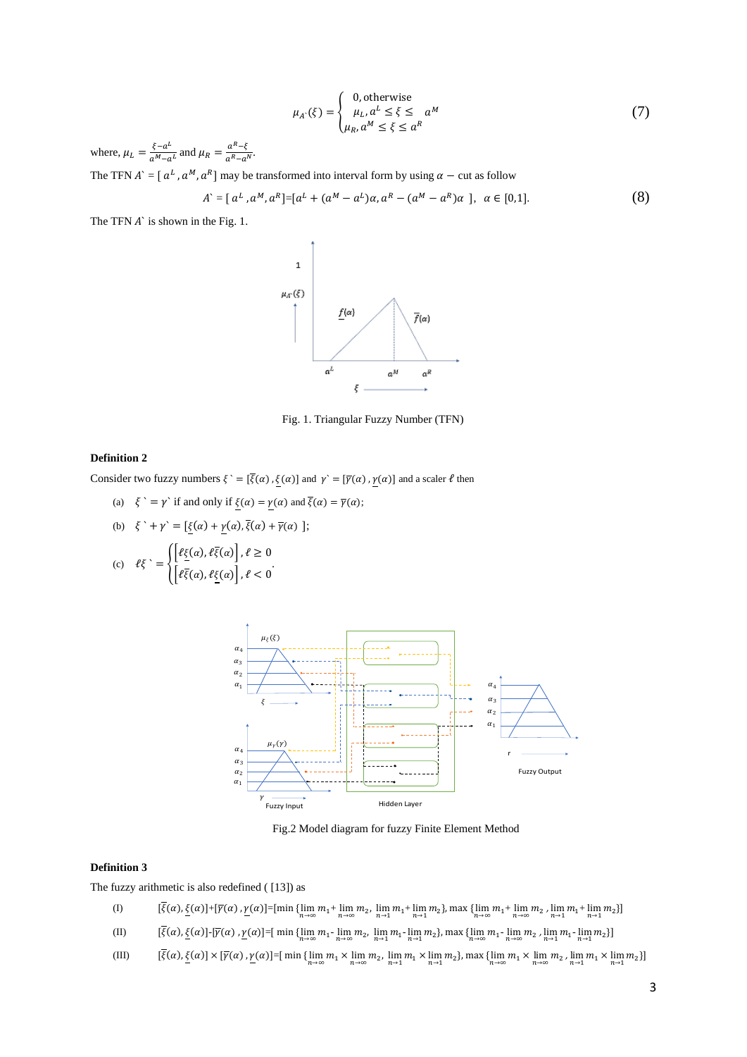$$\mu_{A^`}(\xi) = \begin{cases} 0, \text{otherwise} \\ \mu_L, a^L \le \xi \le \quad a^M \\ \mu_R, a^M \le \xi \le a^R \end{cases} \tag{7}$$

where, $\mu_L = \frac{\xi - a^L}{a^M - a^L}$ and $\mu_R = \frac{a^R - \xi}{a^R - a^N}$.

The TFN $A^` = [\, a^L, a^M, a^R]$ may be transformed into interval form by using $\alpha$ − cut as follow

$$A^` = [\, a^L, a^M, a^R] = [a^L + (a^M - a^L)\alpha, a^R - (a^M - a^R)\alpha \;], \;\; \alpha \in [0,1]. \tag{8}$$

The TFN $A^`$ is shown in the Fig. 1.

Fig. 1. Triangular Fuzzy Number (TFN)

**Definition 2**

Consider two fuzzy numbers $\xi^` = [\overline{\xi}(\alpha), \underline{\xi}(\alpha)]$ and $\gamma^` = [\overline{\gamma}(\alpha), \underline{\gamma}(\alpha)]$ and a scaler $\ell$ then

(a) $\xi^` = \gamma^`$ if and only if $\underline{\xi}(\alpha) = \underline{\gamma}(\alpha)$ and $\overline{\xi}(\alpha) = \overline{\gamma}(\alpha)$;

(b) $\xi^` + \gamma^` = [\underline{\xi}(\alpha) + \underline{\gamma}(\alpha), \overline{\xi}(\alpha) + \overline{\gamma}(\alpha) \;]$;

(c) $\ell\xi^` = \begin{cases} \left[\ell\underline{\xi}(\alpha), \ell\overline{\xi}(\alpha)\right], \ell \ge 0 \\ \left[\ell\overline{\xi}(\alpha), \ell\underline{\xi}(\alpha)\right], \ell < 0 \end{cases}.$

Fig.2 Model diagram for fuzzy Finite Element Method

**Definition 3**

The fuzzy arithmetic is also redefined ( [13]) as

(I) $[\overline{\xi}(\alpha), \underline{\xi}(\alpha)] + [\overline{\gamma}(\alpha), \underline{\gamma}(\alpha)] = [\min\{\lim_{n\to\infty} m_1 + \lim_{n\to\infty} m_2,\ \lim_{n\to 1} m_1 + \lim_{n\to 1} m_2\}, \max\{\lim_{n\to\infty} m_1 + \lim_{n\to\infty} m_2,\ \lim_{n\to 1} m_1 + \lim_{n\to 1} m_2\}]$

(II) $[\overline{\xi}(\alpha), \underline{\xi}(\alpha)] - [\overline{\gamma}(\alpha), \underline{\gamma}(\alpha)] = [\min\{\lim_{n\to\infty} m_1 - \lim_{n\to\infty} m_2,\ \lim_{n\to 1} m_1 - \lim_{n\to 1} m_2\}, \max\{\lim_{n\to\infty} m_1 - \lim_{n\to\infty} m_2,\ \lim_{n\to 1} m_1 - \lim_{n\to 1} m_2\}]$

(III) $[\overline{\xi}(\alpha), \underline{\xi}(\alpha)] \times [\overline{\gamma}(\alpha), \underline{\gamma}(\alpha)] = [\min\{\lim_{n\to\infty} m_1 \times \lim_{n\to\infty} m_2,\ \lim_{n\to 1} m_1 \times \lim_{n\to 1} m_2\}, \max\{\lim_{n\to\infty} m_1 \times \lim_{n\to\infty} m_2,\ \lim_{n\to 1} m_1 \times \lim_{n\to 1} m_2\}]$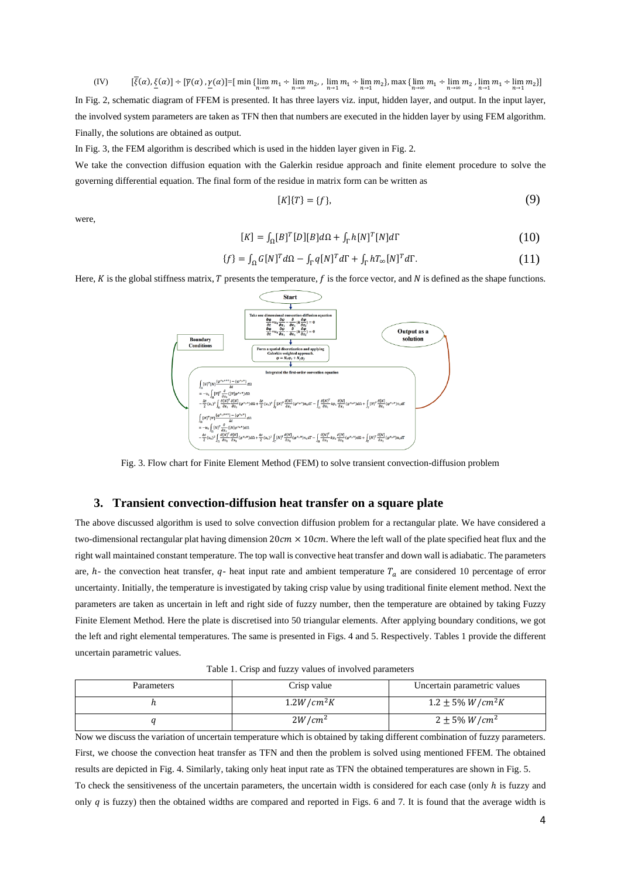(IV) $[\overline{\xi}(\alpha), \underline{\xi}(\alpha)] \div [\overline{y}(\alpha), \underline{y}(\alpha)]$=[ min $\{\lim_{n\to\infty} m_1 \div \lim_{n\to\infty} m_2, , \lim_{n\to 1} m_1 \div \lim_{n\to 1} m_2\}$, max $\{\lim_{n\to\infty} m_1 \div \lim_{n\to\infty} m_2 , \lim_{n\to 1} m_1 \div \lim_{n\to 1} m_2\}$]

In Fig. 2, schematic diagram of FFEM is presented. It has three layers viz. input, hidden layer, and output. In the input layer, the involved system parameters are taken as TFN then that numbers are executed in the hidden layer by using FEM algorithm. Finally, the solutions are obtained as output.

In Fig. 3, the FEM algorithm is described which is used in the hidden layer given in Fig. 2.

We take the convection diffusion equation with the Galerkin residue approach and finite element procedure to solve the governing differential equation. The final form of the residue in matrix form can be written as

$$[K]\{T\} = \{f\}, \tag{9}$$

were,

$$[K] = \int_{\Omega} [B]^T [D][B] d\Omega + \int_{\Gamma} h [N]^T [N] d\Gamma \tag{10}$$

$$\{f\} = \int_{\Omega} G [N]^T d\Omega - \int_{\Gamma} q [N]^T d\Gamma + \int_{\Gamma} h T_{\infty} [N]^T d\Gamma. \tag{11}$$

Here, $K$ is the global stiffness matrix, $T$ presents the temperature, $f$ is the force vector, and $N$ is defined as the shape functions.

Fig. 3. Flow chart for Finite Element Method (FEM) to solve transient convection-diffusion problem

## 3. Transient convection-diffusion heat transfer on a square plate

The above discussed algorithm is used to solve convection diffusion problem for a rectangular plate. We have considered a two-dimensional rectangular plat having dimension $20cm \times 10cm$. Where the left wall of the plate specified heat flux and the right wall maintained constant temperature. The top wall is convective heat transfer and down wall is adiabatic. The parameters are, $h$- the convection heat transfer, $q$- heat input rate and ambient temperature $T_a$ are considered 10 percentage of error uncertainty. Initially, the temperature is investigated by taking crisp value by using traditional finite element method. Next the parameters are taken as uncertain in left and right side of fuzzy number, then the temperature are obtained by taking Fuzzy Finite Element Method. Here the plate is discretised into 50 triangular elements. After applying boundary conditions, we got the left and right elemental temperatures. The same is presented in Figs. 4 and 5. Respectively. Tables 1 provide the different uncertain parametric values.

Table 1. Crisp and fuzzy values of involved parameters

| Parameters | Crisp value | Uncertain parametric values |
|---|---|---|
| $h$ | $1.2W/cm^2K$ | $1.2 \pm 5\% \ W/cm^2K$ |
| $q$ | $2W/cm^2$ | $2 \pm 5\% \ W/cm^2$ |

Now we discuss the variation of uncertain temperature which is obtained by taking different combination of fuzzy parameters. First, we choose the convection heat transfer as TFN and then the problem is solved using mentioned FFEM. The obtained results are depicted in Fig. 4. Similarly, taking only heat input rate as TFN the obtained temperatures are shown in Fig. 5.

To check the sensitiveness of the uncertain parameters, the uncertain width is considered for each case (only $h$ is fuzzy and only $q$ is fuzzy) then the obtained widths are compared and reported in Figs. 6 and 7. It is found that the average width is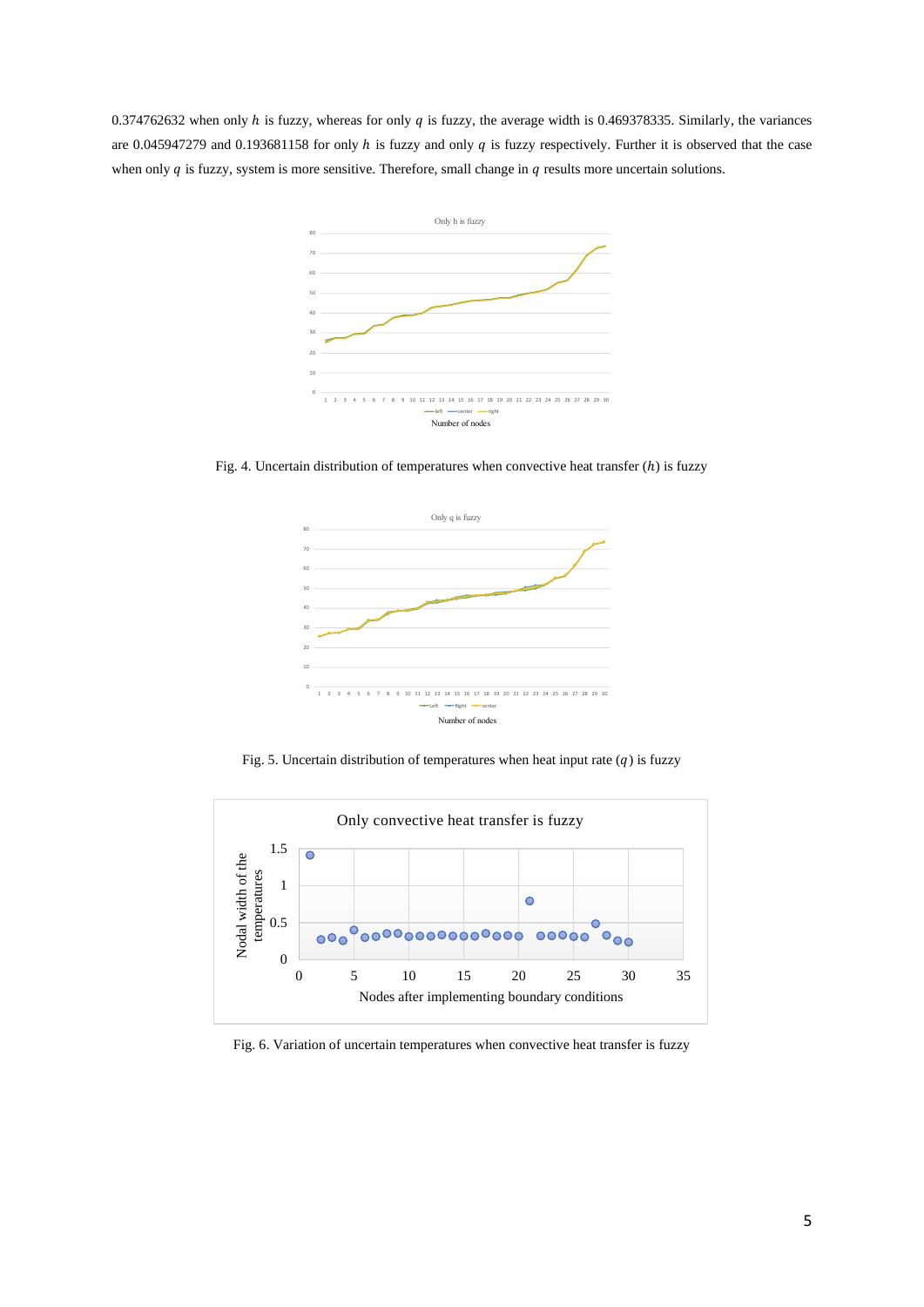0.374762632 when only $h$ is fuzzy, whereas for only $q$ is fuzzy, the average width is 0.469378335. Similarly, the variances are 0.045947279 and 0.193681158 for only $h$ is fuzzy and only $q$ is fuzzy respectively. Further it is observed that the case when only $q$ is fuzzy, system is more sensitive. Therefore, small change in $q$ results more uncertain solutions.

Fig. 4. Uncertain distribution of temperatures when convective heat transfer ($h$) is fuzzy

Fig. 5. Uncertain distribution of temperatures when heat input rate ($q$) is fuzzy

Fig. 6. Variation of uncertain temperatures when convective heat transfer is fuzzy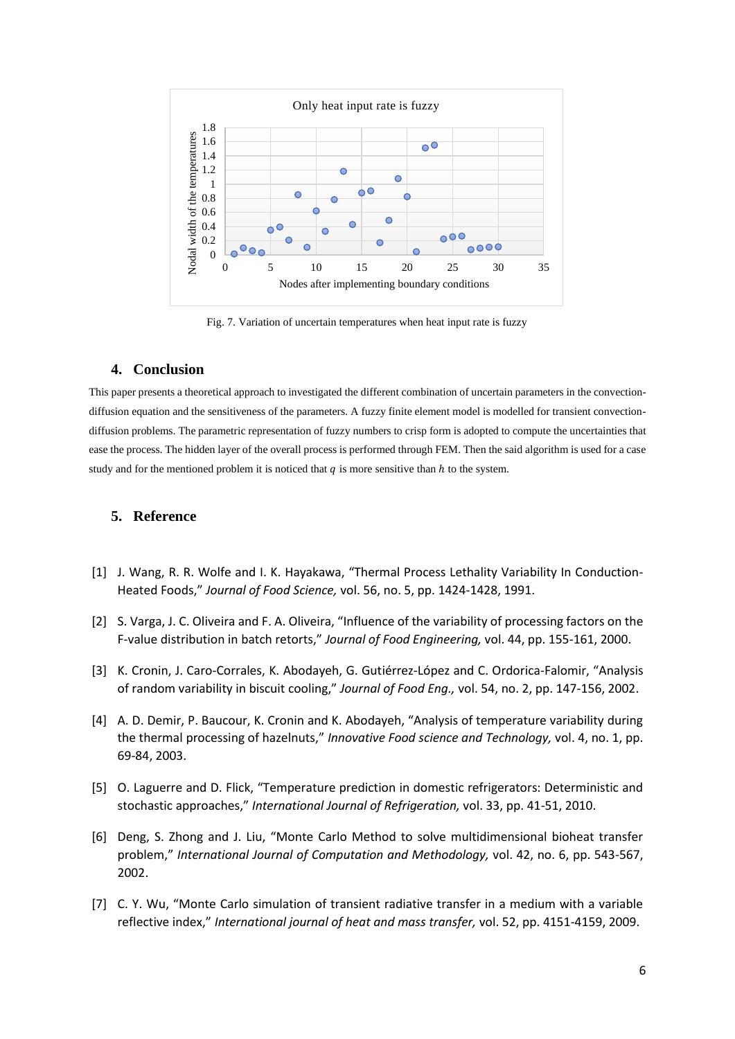Fig. 7. Variation of uncertain temperatures when heat input rate is fuzzy

## 4. Conclusion

This paper presents a theoretical approach to investigated the different combination of uncertain parameters in the convection-diffusion equation and the sensitiveness of the parameters. A fuzzy finite element model is modelled for transient convection-diffusion problems. The parametric representation of fuzzy numbers to crisp form is adopted to compute the uncertainties that ease the process. The hidden layer of the overall process is performed through FEM. Then the said algorithm is used for a case study and for the mentioned problem it is noticed that $q$ is more sensitive than $h$ to the system.

## 5. Reference

[1] J. Wang, R. R. Wolfe and I. K. Hayakawa, "Thermal Process Lethality Variability In Conduction-Heated Foods," *Journal of Food Science,* vol. 56, no. 5, pp. 1424-1428, 1991.

[2] S. Varga, J. C. Oliveira and F. A. Oliveira, "Influence of the variability of processing factors on the F-value distribution in batch retorts," *Journal of Food Engineering,* vol. 44, pp. 155-161, 2000.

[3] K. Cronin, J. Caro-Corrales, K. Abodayeh, G. Gutiérrez-López and C. Ordorica-Falomir, "Analysis of random variability in biscuit cooling," *Journal of Food Eng.,* vol. 54, no. 2, pp. 147-156, 2002.

[4] A. D. Demir, P. Baucour, K. Cronin and K. Abodayeh, "Analysis of temperature variability during the thermal processing of hazelnuts," *Innovative Food science and Technology,* vol. 4, no. 1, pp. 69-84, 2003.

[5] O. Laguerre and D. Flick, "Temperature prediction in domestic refrigerators: Deterministic and stochastic approaches," *International Journal of Refrigeration,* vol. 33, pp. 41-51, 2010.

[6] Deng, S. Zhong and J. Liu, "Monte Carlo Method to solve multidimensional bioheat transfer problem," *International Journal of Computation and Methodology,* vol. 42, no. 6, pp. 543-567, 2002.

[7] C. Y. Wu, "Monte Carlo simulation of transient radiative transfer in a medium with a variable reflective index," *International journal of heat and mass transfer,* vol. 52, pp. 4151-4159, 2009.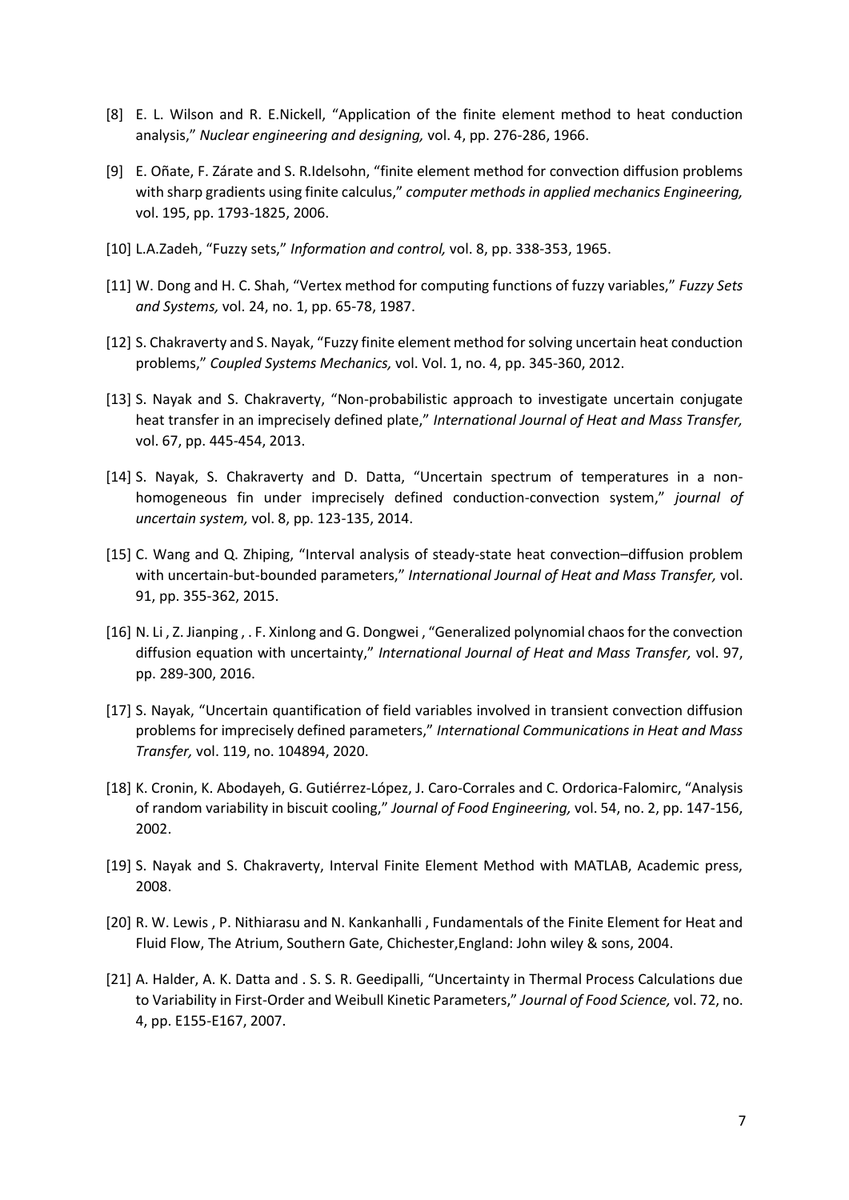[8] E. L. Wilson and R. E.Nickell, “Application of the finite element method to heat conduction analysis,” *Nuclear engineering and designing,* vol. 4, pp. 276-286, 1966.

[9] E. Oñate, F. Zárate and S. R.Idelsohn, “finite element method for convection diffusion problems with sharp gradients using finite calculus,” *computer methods in applied mechanics Engineering,* vol. 195, pp. 1793-1825, 2006.

[10] L.A.Zadeh, “Fuzzy sets,” *Information and control,* vol. 8, pp. 338-353, 1965.

[11] W. Dong and H. C. Shah, “Vertex method for computing functions of fuzzy variables,” *Fuzzy Sets and Systems,* vol. 24, no. 1, pp. 65-78, 1987.

[12] S. Chakraverty and S. Nayak, “Fuzzy finite element method for solving uncertain heat conduction problems,” *Coupled Systems Mechanics,* vol. Vol. 1, no. 4, pp. 345-360, 2012.

[13] S. Nayak and S. Chakraverty, “Non-probabilistic approach to investigate uncertain conjugate heat transfer in an imprecisely defined plate,” *International Journal of Heat and Mass Transfer,* vol. 67, pp. 445-454, 2013.

[14] S. Nayak, S. Chakraverty and D. Datta, “Uncertain spectrum of temperatures in a non-homogeneous fin under imprecisely defined conduction-convection system,” *journal of uncertain system,* vol. 8, pp. 123-135, 2014.

[15] C. Wang and Q. Zhiping, “Interval analysis of steady-state heat convection–diffusion problem with uncertain-but-bounded parameters,” *International Journal of Heat and Mass Transfer,* vol. 91, pp. 355-362, 2015.

[16] N. Li , Z. Jianping , . F. Xinlong and G. Dongwei , “Generalized polynomial chaos for the convection diffusion equation with uncertainty,” *International Journal of Heat and Mass Transfer,* vol. 97, pp. 289-300, 2016.

[17] S. Nayak, “Uncertain quantification of field variables involved in transient convection diffusion problems for imprecisely defined parameters,” *International Communications in Heat and Mass Transfer,* vol. 119, no. 104894, 2020.

[18] K. Cronin, K. Abodayeh, G. Gutiérrez-López, J. Caro-Corrales and C. Ordorica-Falomirc, “Analysis of random variability in biscuit cooling,” *Journal of Food Engineering,* vol. 54, no. 2, pp. 147-156, 2002.

[19] S. Nayak and S. Chakraverty, Interval Finite Element Method with MATLAB, Academic press, 2008.

[20] R. W. Lewis , P. Nithiarasu and N. Kankanhalli , Fundamentals of the Finite Element for Heat and Fluid Flow, The Atrium, Southern Gate, Chichester,England: John wiley & sons, 2004.

[21] A. Halder, A. K. Datta and . S. S. R. Geedipalli, “Uncertainty in Thermal Process Calculations due to Variability in First-Order and Weibull Kinetic Parameters,” *Journal of Food Science,* vol. 72, no. 4, pp. E155-E167, 2007.